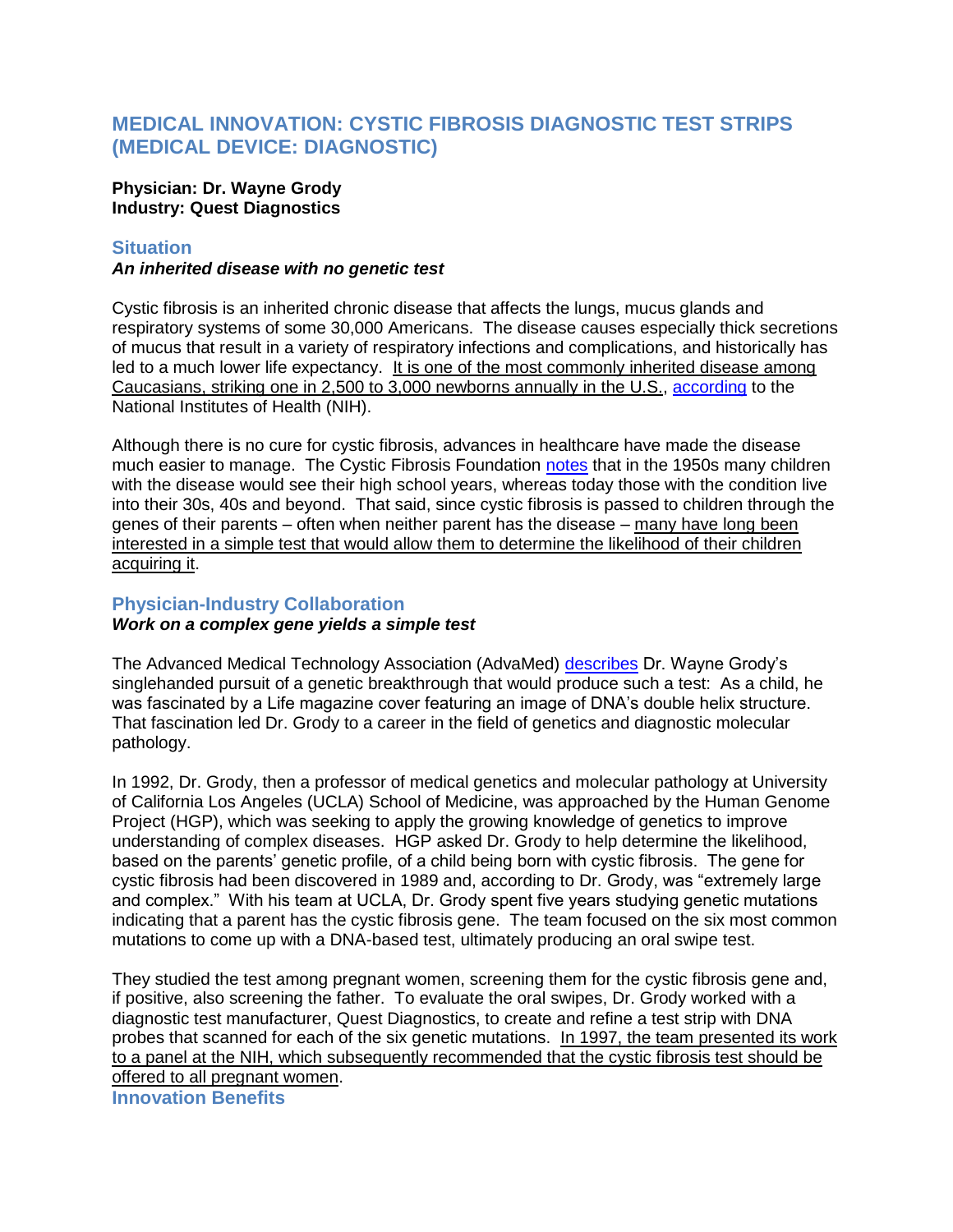# MEDICAL INNOVATION: CYSTIC FIBROSIS DIAGNOSTIC TEST STRIPS (MEDICAL DEVICE: DIAGNOSTIC)

**Physician: Dr. Wayne Grody**
**Industry: Quest Diagnostics**

## Situation

***An inherited disease with no genetic test***

Cystic fibrosis is an inherited chronic disease that affects the lungs, mucus glands and respiratory systems of some 30,000 Americans. The disease causes especially thick secretions of mucus that result in a variety of respiratory infections and complications, and historically has led to a much lower life expectancy. It is one of the most commonly inherited disease among Caucasians, striking one in 2,500 to 3,000 newborns annually in the U.S., according to the National Institutes of Health (NIH).

Although there is no cure for cystic fibrosis, advances in healthcare have made the disease much easier to manage. The Cystic Fibrosis Foundation notes that in the 1950s many children with the disease would see their high school years, whereas today those with the condition live into their 30s, 40s and beyond. That said, since cystic fibrosis is passed to children through the genes of their parents – often when neither parent has the disease – many have long been interested in a simple test that would allow them to determine the likelihood of their children acquiring it.

## Physician-Industry Collaboration

***Work on a complex gene yields a simple test***

The Advanced Medical Technology Association (AdvaMed) describes Dr. Wayne Grody's singlehanded pursuit of a genetic breakthrough that would produce such a test: As a child, he was fascinated by a Life magazine cover featuring an image of DNA's double helix structure. That fascination led Dr. Grody to a career in the field of genetics and diagnostic molecular pathology.

In 1992, Dr. Grody, then a professor of medical genetics and molecular pathology at University of California Los Angeles (UCLA) School of Medicine, was approached by the Human Genome Project (HGP), which was seeking to apply the growing knowledge of genetics to improve understanding of complex diseases. HGP asked Dr. Grody to help determine the likelihood, based on the parents' genetic profile, of a child being born with cystic fibrosis. The gene for cystic fibrosis had been discovered in 1989 and, according to Dr. Grody, was "extremely large and complex." With his team at UCLA, Dr. Grody spent five years studying genetic mutations indicating that a parent has the cystic fibrosis gene. The team focused on the six most common mutations to come up with a DNA-based test, ultimately producing an oral swipe test.

They studied the test among pregnant women, screening them for the cystic fibrosis gene and, if positive, also screening the father. To evaluate the oral swipes, Dr. Grody worked with a diagnostic test manufacturer, Quest Diagnostics, to create and refine a test strip with DNA probes that scanned for each of the six genetic mutations. In 1997, the team presented its work to a panel at the NIH, which subsequently recommended that the cystic fibrosis test should be offered to all pregnant women.

## Innovation Benefits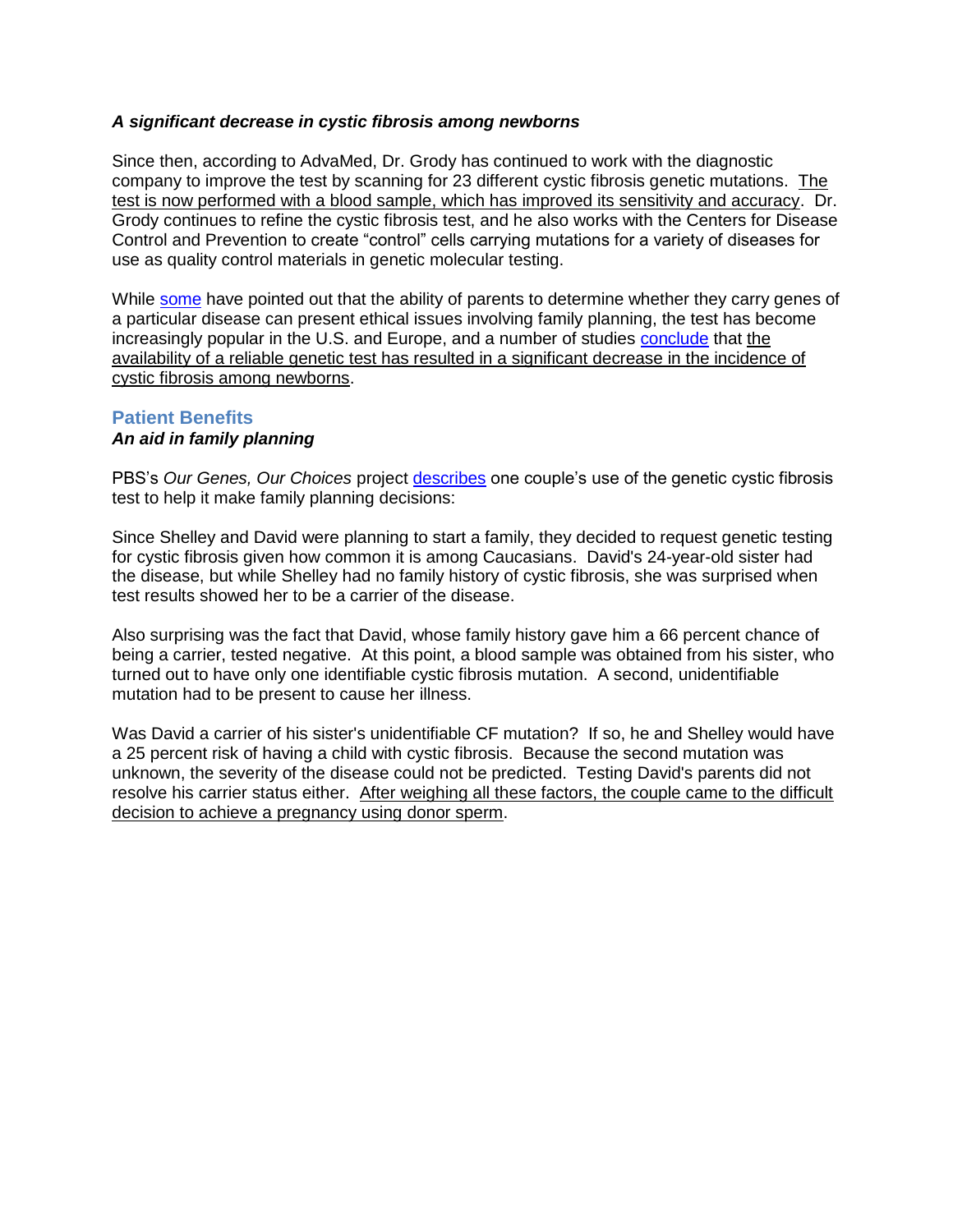***A significant decrease in cystic fibrosis among newborns***

Since then, according to AdvaMed, Dr. Grody has continued to work with the diagnostic company to improve the test by scanning for 23 different cystic fibrosis genetic mutations. The test is now performed with a blood sample, which has improved its sensitivity and accuracy. Dr. Grody continues to refine the cystic fibrosis test, and he also works with the Centers for Disease Control and Prevention to create "control" cells carrying mutations for a variety of diseases for use as quality control materials in genetic molecular testing.

While some have pointed out that the ability of parents to determine whether they carry genes of a particular disease can present ethical issues involving family planning, the test has become increasingly popular in the U.S. and Europe, and a number of studies conclude that the availability of a reliable genetic test has resulted in a significant decrease in the incidence of cystic fibrosis among newborns.

## Patient Benefits

***An aid in family planning***

PBS's *Our Genes, Our Choices* project describes one couple's use of the genetic cystic fibrosis test to help it make family planning decisions:

Since Shelley and David were planning to start a family, they decided to request genetic testing for cystic fibrosis given how common it is among Caucasians. David's 24-year-old sister had the disease, but while Shelley had no family history of cystic fibrosis, she was surprised when test results showed her to be a carrier of the disease.

Also surprising was the fact that David, whose family history gave him a 66 percent chance of being a carrier, tested negative. At this point, a blood sample was obtained from his sister, who turned out to have only one identifiable cystic fibrosis mutation. A second, unidentifiable mutation had to be present to cause her illness.

Was David a carrier of his sister's unidentifiable CF mutation? If so, he and Shelley would have a 25 percent risk of having a child with cystic fibrosis. Because the second mutation was unknown, the severity of the disease could not be predicted. Testing David's parents did not resolve his carrier status either. After weighing all these factors, the couple came to the difficult decision to achieve a pregnancy using donor sperm.